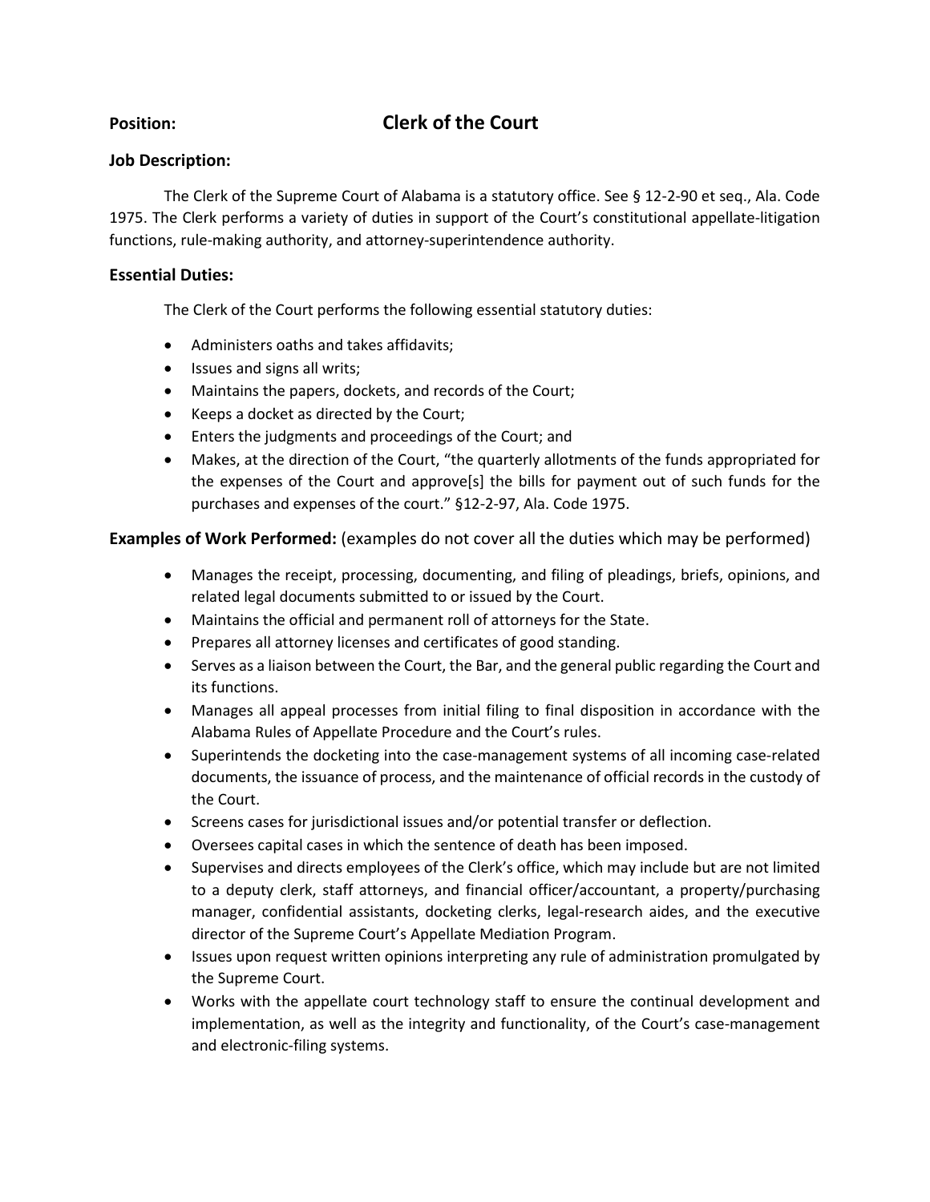**Position:** **Clerk of the Court**

**Job Description:**

The Clerk of the Supreme Court of Alabama is a statutory office. See § 12-2-90 et seq., Ala. Code 1975. The Clerk performs a variety of duties in support of the Court's constitutional appellate-litigation functions, rule-making authority, and attorney-superintendence authority.

**Essential Duties:**

The Clerk of the Court performs the following essential statutory duties:

- Administers oaths and takes affidavits;
- Issues and signs all writs;
- Maintains the papers, dockets, and records of the Court;
- Keeps a docket as directed by the Court;
- Enters the judgments and proceedings of the Court; and
- Makes, at the direction of the Court, "the quarterly allotments of the funds appropriated for the expenses of the Court and approve[s] the bills for payment out of such funds for the purchases and expenses of the court." §12-2-97, Ala. Code 1975.

**Examples of Work Performed:** (examples do not cover all the duties which may be performed)

- Manages the receipt, processing, documenting, and filing of pleadings, briefs, opinions, and related legal documents submitted to or issued by the Court.
- Maintains the official and permanent roll of attorneys for the State.
- Prepares all attorney licenses and certificates of good standing.
- Serves as a liaison between the Court, the Bar, and the general public regarding the Court and its functions.
- Manages all appeal processes from initial filing to final disposition in accordance with the Alabama Rules of Appellate Procedure and the Court's rules.
- Superintends the docketing into the case-management systems of all incoming case-related documents, the issuance of process, and the maintenance of official records in the custody of the Court.
- Screens cases for jurisdictional issues and/or potential transfer or deflection.
- Oversees capital cases in which the sentence of death has been imposed.
- Supervises and directs employees of the Clerk's office, which may include but are not limited to a deputy clerk, staff attorneys, and financial officer/accountant, a property/purchasing manager, confidential assistants, docketing clerks, legal-research aides, and the executive director of the Supreme Court's Appellate Mediation Program.
- Issues upon request written opinions interpreting any rule of administration promulgated by the Supreme Court.
- Works with the appellate court technology staff to ensure the continual development and implementation, as well as the integrity and functionality, of the Court's case-management and electronic-filing systems.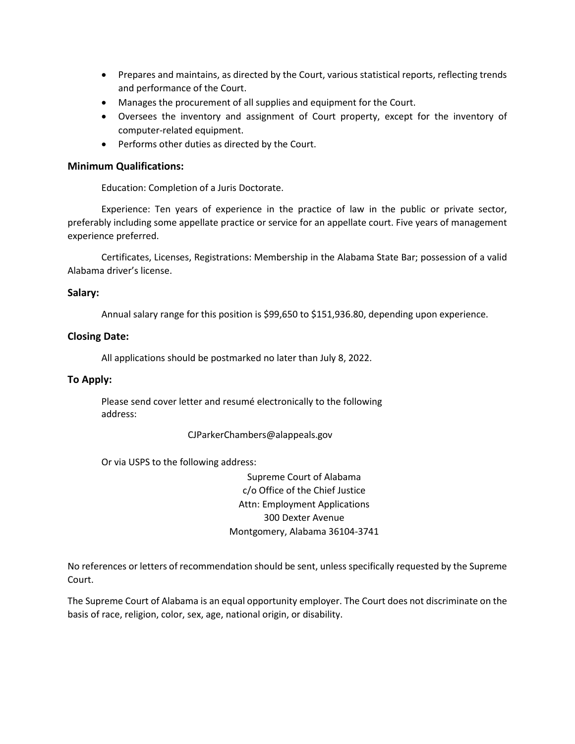- Prepares and maintains, as directed by the Court, various statistical reports, reflecting trends and performance of the Court.
- Manages the procurement of all supplies and equipment for the Court.
- Oversees the inventory and assignment of Court property, except for the inventory of computer-related equipment.
- Performs other duties as directed by the Court.

### Minimum Qualifications:

Education: Completion of a Juris Doctorate.

Experience: Ten years of experience in the practice of law in the public or private sector, preferably including some appellate practice or service for an appellate court. Five years of management experience preferred.

Certificates, Licenses, Registrations: Membership in the Alabama State Bar; possession of a valid Alabama driver's license.

### Salary:

Annual salary range for this position is $99,650 to $151,936.80, depending upon experience.

### Closing Date:

All applications should be postmarked no later than July 8, 2022.

### To Apply:

Please send cover letter and resumé electronically to the following address:

CJParkerChambers@alappeals.gov

Or via USPS to the following address:

Supreme Court of Alabama
c/o Office of the Chief Justice
Attn: Employment Applications
300 Dexter Avenue
Montgomery, Alabama 36104-3741

No references or letters of recommendation should be sent, unless specifically requested by the Supreme Court.

The Supreme Court of Alabama is an equal opportunity employer. The Court does not discriminate on the basis of race, religion, color, sex, age, national origin, or disability.